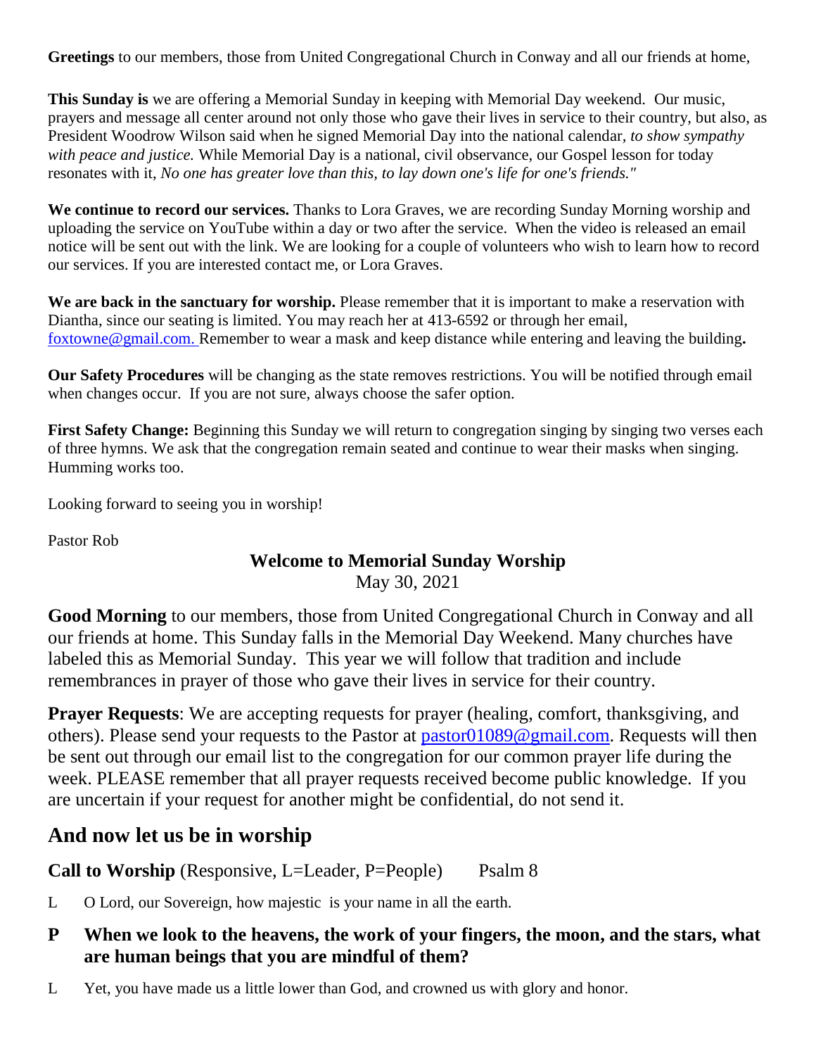**Greetings** to our members, those from United Congregational Church in Conway and all our friends at home,

**This Sunday is** we are offering a Memorial Sunday in keeping with Memorial Day weekend. Our music, prayers and message all center around not only those who gave their lives in service to their country, but also, as President Woodrow Wilson said when he signed Memorial Day into the national calendar, *to show sympathy with peace and justice.* While Memorial Day is a national, civil observance, our Gospel lesson for today resonates with it, *No one has greater love than this, to lay down one's life for one's friends."*

**We continue to record our services.** Thanks to Lora Graves, we are recording Sunday Morning worship and uploading the service on YouTube within a day or two after the service. When the video is released an email notice will be sent out with the link. We are looking for a couple of volunteers who wish to learn how to record our services. If you are interested contact me, or Lora Graves.

**We are back in the sanctuary for worship.** Please remember that it is important to make a reservation with Diantha, since our seating is limited. You may reach her at 413-6592 or through her email, foxtowne@gmail.com. Remember to wear a mask and keep distance while entering and leaving the building**.**

**Our Safety Procedures** will be changing as the state removes restrictions. You will be notified through email when changes occur. If you are not sure, always choose the safer option.

**First Safety Change:** Beginning this Sunday we will return to congregation singing by singing two verses each of three hymns. We ask that the congregation remain seated and continue to wear their masks when singing. Humming works too.

Looking forward to seeing you in worship!

Pastor Rob

### Welcome to Memorial Sunday Worship

May 30, 2021

**Good Morning** to our members, those from United Congregational Church in Conway and all our friends at home. This Sunday falls in the Memorial Day Weekend. Many churches have labeled this as Memorial Sunday. This year we will follow that tradition and include remembrances in prayer of those who gave their lives in service for their country.

**Prayer Requests**: We are accepting requests for prayer (healing, comfort, thanksgiving, and others). Please send your requests to the Pastor at pastor01089@gmail.com. Requests will then be sent out through our email list to the congregation for our common prayer life during the week. PLEASE remember that all prayer requests received become public knowledge. If you are uncertain if your request for another might be confidential, do not send it.

## And now let us be in worship

**Call to Worship** (Responsive, L=Leader, P=People) Psalm 8

L O Lord, our Sovereign, how majestic is your name in all the earth.

**P When we look to the heavens, the work of your fingers, the moon, and the stars, what are human beings that you are mindful of them?**

L Yet, you have made us a little lower than God, and crowned us with glory and honor.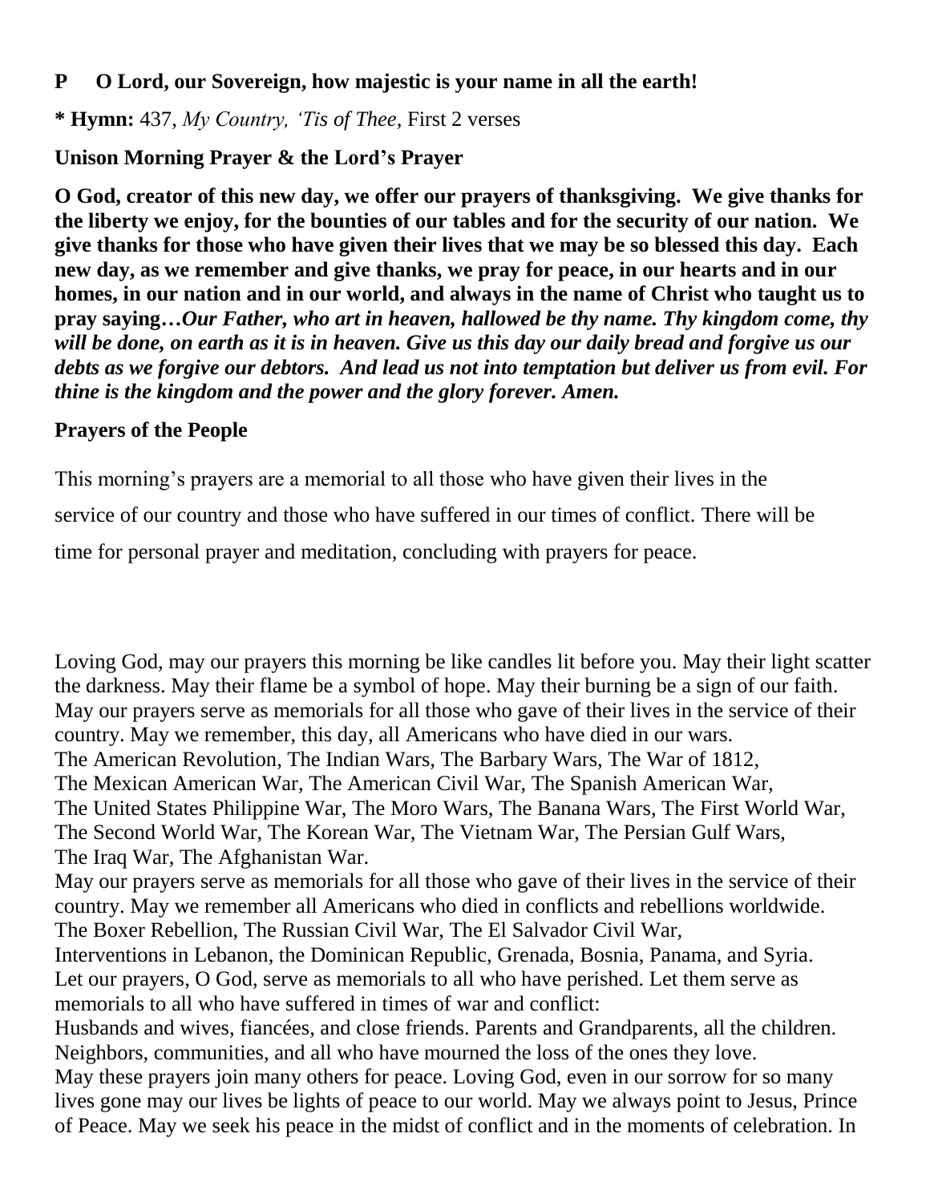**P O Lord, our Sovereign, how majestic is your name in all the earth!**

**\* Hymn:** 437*, My Country, 'Tis of Thee,* First 2 verses

**Unison Morning Prayer & the Lord's Prayer**

**O God, creator of this new day, we offer our prayers of thanksgiving. We give thanks for the liberty we enjoy, for the bounties of our tables and for the security of our nation. We give thanks for those who have given their lives that we may be so blessed this day. Each new day, as we remember and give thanks, we pray for peace, in our hearts and in our homes, in our nation and in our world, and always in the name of Christ who taught us to pray saying…*Our Father, who art in heaven, hallowed be thy name. Thy kingdom come, thy will be done, on earth as it is in heaven. Give us this day our daily bread and forgive us our debts as we forgive our debtors. And lead us not into temptation but deliver us from evil. For thine is the kingdom and the power and the glory forever. Amen.***

**Prayers of the People**

This morning's prayers are a memorial to all those who have given their lives in the service of our country and those who have suffered in our times of conflict. There will be time for personal prayer and meditation, concluding with prayers for peace.

Loving God, may our prayers this morning be like candles lit before you. May their light scatter the darkness. May their flame be a symbol of hope. May their burning be a sign of our faith. May our prayers serve as memorials for all those who gave of their lives in the service of their country. May we remember, this day, all Americans who have died in our wars.
The American Revolution, The Indian Wars, The Barbary Wars, The War of 1812,
The Mexican American War, The American Civil War, The Spanish American War,
The United States Philippine War, The Moro Wars, The Banana Wars, The First World War,
The Second World War, The Korean War, The Vietnam War, The Persian Gulf Wars,
The Iraq War, The Afghanistan War.
May our prayers serve as memorials for all those who gave of their lives in the service of their country. May we remember all Americans who died in conflicts and rebellions worldwide.
The Boxer Rebellion, The Russian Civil War, The El Salvador Civil War,
Interventions in Lebanon, the Dominican Republic, Grenada, Bosnia, Panama, and Syria.
Let our prayers, O God, serve as memorials to all who have perished. Let them serve as memorials to all who have suffered in times of war and conflict:
Husbands and wives, fiancées, and close friends. Parents and Grandparents, all the children.
Neighbors, communities, and all who have mourned the loss of the ones they love.
May these prayers join many others for peace. Loving God, even in our sorrow for so many lives gone may our lives be lights of peace to our world. May we always point to Jesus, Prince of Peace. May we seek his peace in the midst of conflict and in the moments of celebration. In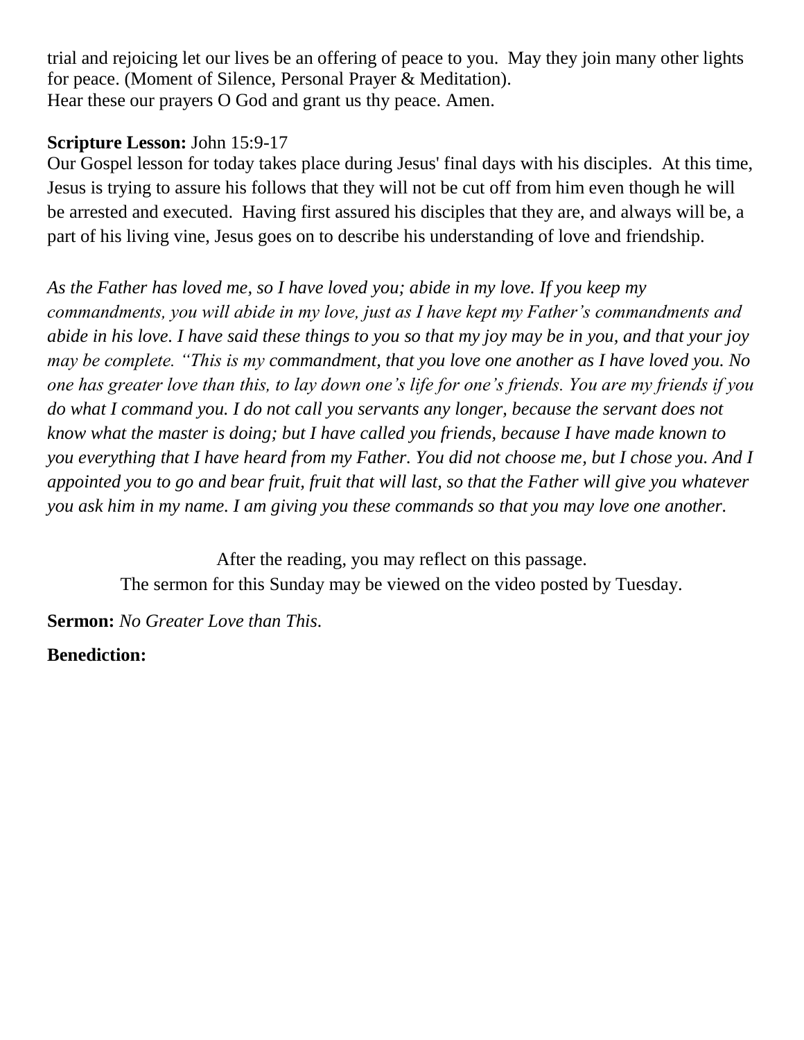trial and rejoicing let our lives be an offering of peace to you. May they join many other lights for peace. (Moment of Silence, Personal Prayer & Meditation).
Hear these our prayers O God and grant us thy peace. Amen.

**Scripture Lesson:** John 15:9-17
Our Gospel lesson for today takes place during Jesus' final days with his disciples. At this time, Jesus is trying to assure his follows that they will not be cut off from him even though he will be arrested and executed. Having first assured his disciples that they are, and always will be, a part of his living vine, Jesus goes on to describe his understanding of love and friendship.

*As the Father has loved me, so I have loved you; abide in my love. If you keep my commandments, you will abide in my love, just as I have kept my Father's commandments and abide in his love. I have said these things to you so that my joy may be in you, and that your joy may be complete. "This is my commandment, that you love one another as I have loved you. No one has greater love than this, to lay down one's life for one's friends. You are my friends if you do what I command you. I do not call you servants any longer, because the servant does not know what the master is doing; but I have called you friends, because I have made known to you everything that I have heard from my Father. You did not choose me, but I chose you. And I appointed you to go and bear fruit, fruit that will last, so that the Father will give you whatever you ask him in my name. I am giving you these commands so that you may love one another.*

After the reading, you may reflect on this passage.
The sermon for this Sunday may be viewed on the video posted by Tuesday.

**Sermon:** *No Greater Love than This.*

**Benediction:**